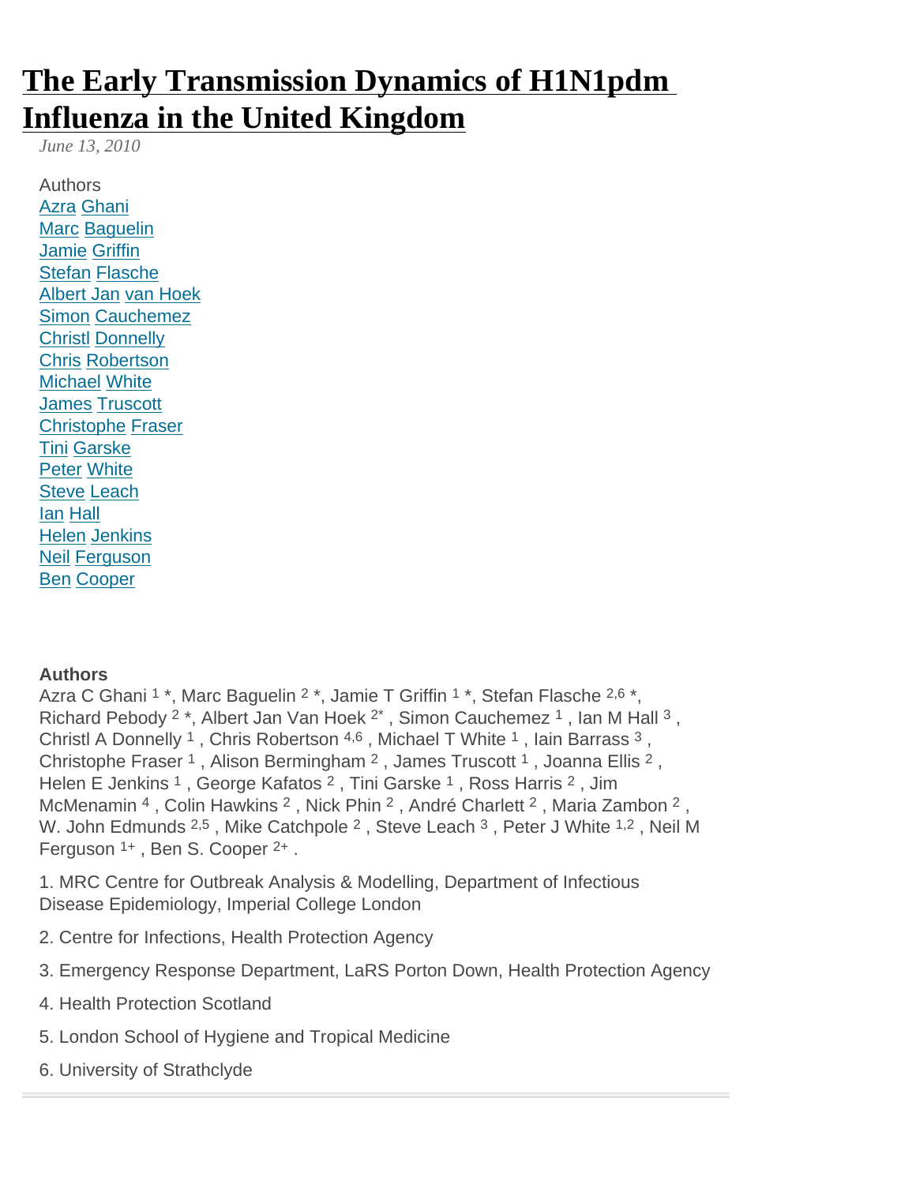# The Early Transmission Dynamics of H1N1pdm Influenza in the United Kingdom

*June 13, 2010*

Authors

Azra Ghani
Marc Baguelin
Jamie Griffin
Stefan Flasche
Albert Jan van Hoek
Simon Cauchemez
Christl Donnelly
Chris Robertson
Michael White
James Truscott
Christophe Fraser
Tini Garske
Peter White
Steve Leach
Ian Hall
Helen Jenkins
Neil Ferguson
Ben Cooper

**Authors**

Azra C Ghani [1] *, Marc Baguelin [2] *, Jamie T Griffin [1] *, Stefan Flasche [2,6] *, Richard Pebody [2] *, Albert Jan Van Hoek [2*] , Simon Cauchemez [1] , Ian M Hall [3] , Christl A Donnelly [1] , Chris Robertson [4,6] , Michael T White [1] , Iain Barrass [3] , Christophe Fraser [1] , Alison Bermingham [2] , James Truscott [1] , Joanna Ellis [2] , Helen E Jenkins [1] , George Kafatos [2] , Tini Garske [1] , Ross Harris [2] , Jim McMenamin [4] , Colin Hawkins [2] , Nick Phin [2] , André Charlett [2] , Maria Zambon [2] , W. John Edmunds [2,5] , Mike Catchpole [2] , Steve Leach [3] , Peter J White [1,2] , Neil M Ferguson [1+] , Ben S. Cooper [2+] .

1. MRC Centre for Outbreak Analysis & Modelling, Department of Infectious Disease Epidemiology, Imperial College London

2. Centre for Infections, Health Protection Agency

3. Emergency Response Department, LaRS Porton Down, Health Protection Agency

4. Health Protection Scotland

5. London School of Hygiene and Tropical Medicine

6. University of Strathclyde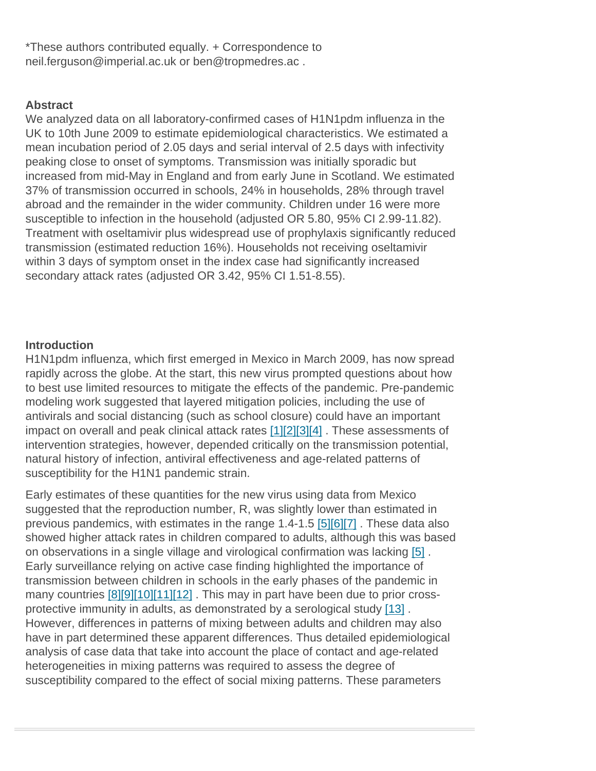*These authors contributed equally. + Correspondence to neil.ferguson@imperial.ac.uk or ben@tropmedres.ac .

## Abstract

We analyzed data on all laboratory-confirmed cases of H1N1pdm influenza in the UK to 10th June 2009 to estimate epidemiological characteristics. We estimated a mean incubation period of 2.05 days and serial interval of 2.5 days with infectivity peaking close to onset of symptoms. Transmission was initially sporadic but increased from mid-May in England and from early June in Scotland. We estimated 37% of transmission occurred in schools, 24% in households, 28% through travel abroad and the remainder in the wider community. Children under 16 were more susceptible to infection in the household (adjusted OR 5.80, 95% CI 2.99-11.82). Treatment with oseltamivir plus widespread use of prophylaxis significantly reduced transmission (estimated reduction 16%). Households not receiving oseltamivir within 3 days of symptom onset in the index case had significantly increased secondary attack rates (adjusted OR 3.42, 95% CI 1.51-8.55).

## Introduction

H1N1pdm influenza, which first emerged in Mexico in March 2009, has now spread rapidly across the globe. At the start, this new virus prompted questions about how to best use limited resources to mitigate the effects of the pandemic. Pre-pandemic modeling work suggested that layered mitigation policies, including the use of antivirals and social distancing (such as school closure) could have an important impact on overall and peak clinical attack rates [1][2][3][4] . These assessments of intervention strategies, however, depended critically on the transmission potential, natural history of infection, antiviral effectiveness and age-related patterns of susceptibility for the H1N1 pandemic strain.

Early estimates of these quantities for the new virus using data from Mexico suggested that the reproduction number, R, was slightly lower than estimated in previous pandemics, with estimates in the range 1.4-1.5 [5][6][7] . These data also showed higher attack rates in children compared to adults, although this was based on observations in a single village and virological confirmation was lacking [5] . Early surveillance relying on active case finding highlighted the importance of transmission between children in schools in the early phases of the pandemic in many countries [8][9][10][11][12] . This may in part have been due to prior cross-protective immunity in adults, as demonstrated by a serological study [13] . However, differences in patterns of mixing between adults and children may also have in part determined these apparent differences. Thus detailed epidemiological analysis of case data that take into account the place of contact and age-related heterogeneities in mixing patterns was required to assess the degree of susceptibility compared to the effect of social mixing patterns. These parameters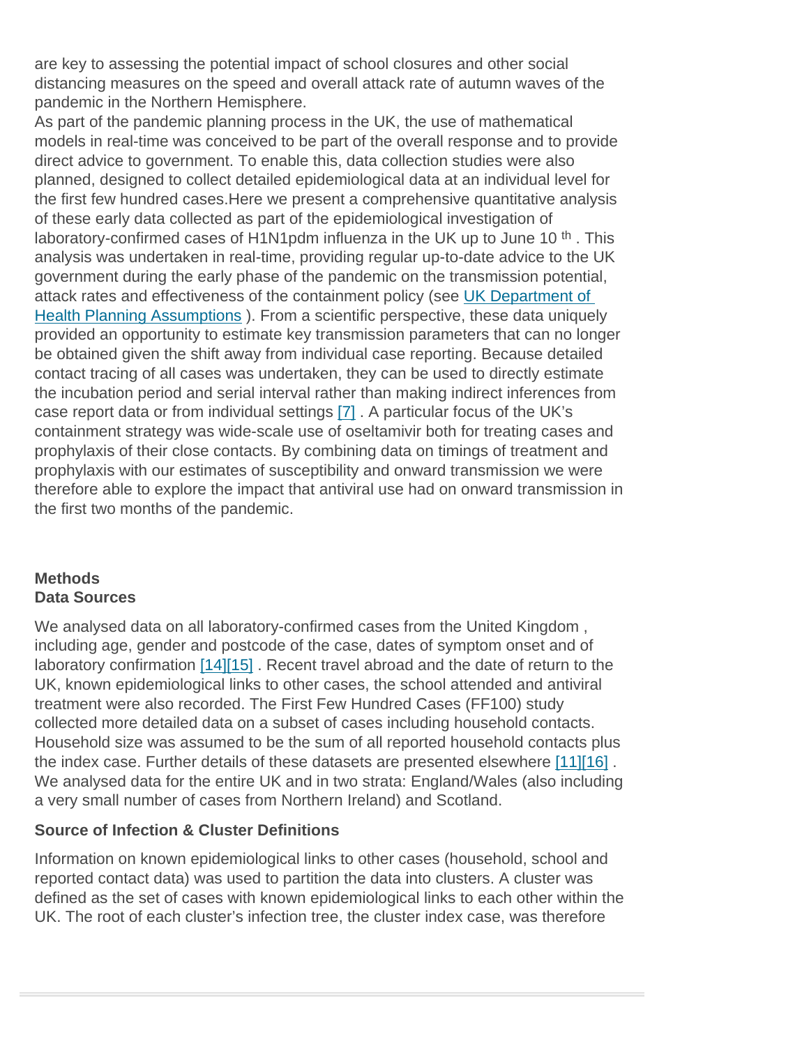are key to assessing the potential impact of school closures and other social distancing measures on the speed and overall attack rate of autumn waves of the pandemic in the Northern Hemisphere.

As part of the pandemic planning process in the UK, the use of mathematical models in real-time was conceived to be part of the overall response and to provide direct advice to government. To enable this, data collection studies were also planned, designed to collect detailed epidemiological data at an individual level for the first few hundred cases.Here we present a comprehensive quantitative analysis of these early data collected as part of the epidemiological investigation of laboratory-confirmed cases of H1N1pdm influenza in the UK up to June 10 $^{th}$ . This analysis was undertaken in real-time, providing regular up-to-date advice to the UK government during the early phase of the pandemic on the transmission potential, attack rates and effectiveness of the containment policy (see UK Department of Health Planning Assumptions ). From a scientific perspective, these data uniquely provided an opportunity to estimate key transmission parameters that can no longer be obtained given the shift away from individual case reporting. Because detailed contact tracing of all cases was undertaken, they can be used to directly estimate the incubation period and serial interval rather than making indirect inferences from case report data or from individual settings [7] . A particular focus of the UK's containment strategy was wide-scale use of oseltamivir both for treating cases and prophylaxis of their close contacts. By combining data on timings of treatment and prophylaxis with our estimates of susceptibility and onward transmission we were therefore able to explore the impact that antiviral use had on onward transmission in the first two months of the pandemic.

## Methods

### Data Sources

We analysed data on all laboratory-confirmed cases from the United Kingdom , including age, gender and postcode of the case, dates of symptom onset and of laboratory confirmation [14][15] . Recent travel abroad and the date of return to the UK, known epidemiological links to other cases, the school attended and antiviral treatment were also recorded. The First Few Hundred Cases (FF100) study collected more detailed data on a subset of cases including household contacts. Household size was assumed to be the sum of all reported household contacts plus the index case. Further details of these datasets are presented elsewhere [11][16] . We analysed data for the entire UK and in two strata: England/Wales (also including a very small number of cases from Northern Ireland) and Scotland.

### Source of Infection & Cluster Definitions

Information on known epidemiological links to other cases (household, school and reported contact data) was used to partition the data into clusters. A cluster was defined as the set of cases with known epidemiological links to each other within the UK. The root of each cluster's infection tree, the cluster index case, was therefore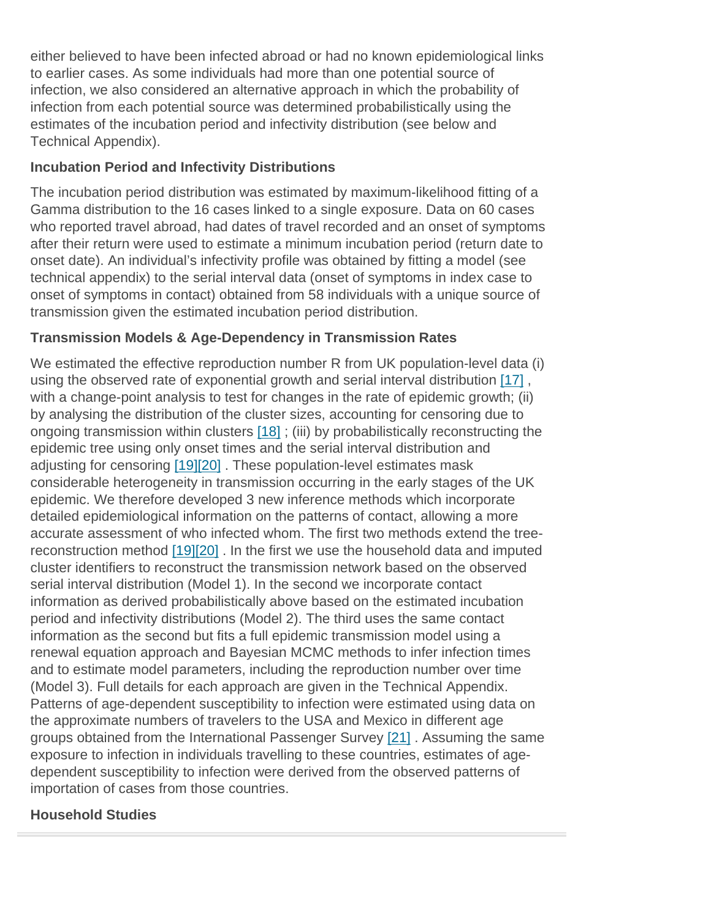either believed to have been infected abroad or had no known epidemiological links to earlier cases. As some individuals had more than one potential source of infection, we also considered an alternative approach in which the probability of infection from each potential source was determined probabilistically using the estimates of the incubation period and infectivity distribution (see below and Technical Appendix).

### Incubation Period and Infectivity Distributions

The incubation period distribution was estimated by maximum-likelihood fitting of a Gamma distribution to the 16 cases linked to a single exposure. Data on 60 cases who reported travel abroad, had dates of travel recorded and an onset of symptoms after their return were used to estimate a minimum incubation period (return date to onset date). An individual's infectivity profile was obtained by fitting a model (see technical appendix) to the serial interval data (onset of symptoms in index case to onset of symptoms in contact) obtained from 58 individuals with a unique source of transmission given the estimated incubation period distribution.

### Transmission Models & Age-Dependency in Transmission Rates

We estimated the effective reproduction number R from UK population-level data (i) using the observed rate of exponential growth and serial interval distribution [17] , with a change-point analysis to test for changes in the rate of epidemic growth; (ii) by analysing the distribution of the cluster sizes, accounting for censoring due to ongoing transmission within clusters [18] ; (iii) by probabilistically reconstructing the epidemic tree using only onset times and the serial interval distribution and adjusting for censoring [19][20] . These population-level estimates mask considerable heterogeneity in transmission occurring in the early stages of the UK epidemic. We therefore developed 3 new inference methods which incorporate detailed epidemiological information on the patterns of contact, allowing a more accurate assessment of who infected whom. The first two methods extend the tree-reconstruction method [19][20] . In the first we use the household data and imputed cluster identifiers to reconstruct the transmission network based on the observed serial interval distribution (Model 1). In the second we incorporate contact information as derived probabilistically above based on the estimated incubation period and infectivity distributions (Model 2). The third uses the same contact information as the second but fits a full epidemic transmission model using a renewal equation approach and Bayesian MCMC methods to infer infection times and to estimate model parameters, including the reproduction number over time (Model 3). Full details for each approach are given in the Technical Appendix. Patterns of age-dependent susceptibility to infection were estimated using data on the approximate numbers of travelers to the USA and Mexico in different age groups obtained from the International Passenger Survey [21] . Assuming the same exposure to infection in individuals travelling to these countries, estimates of age-dependent susceptibility to infection were derived from the observed patterns of importation of cases from those countries.

### Household Studies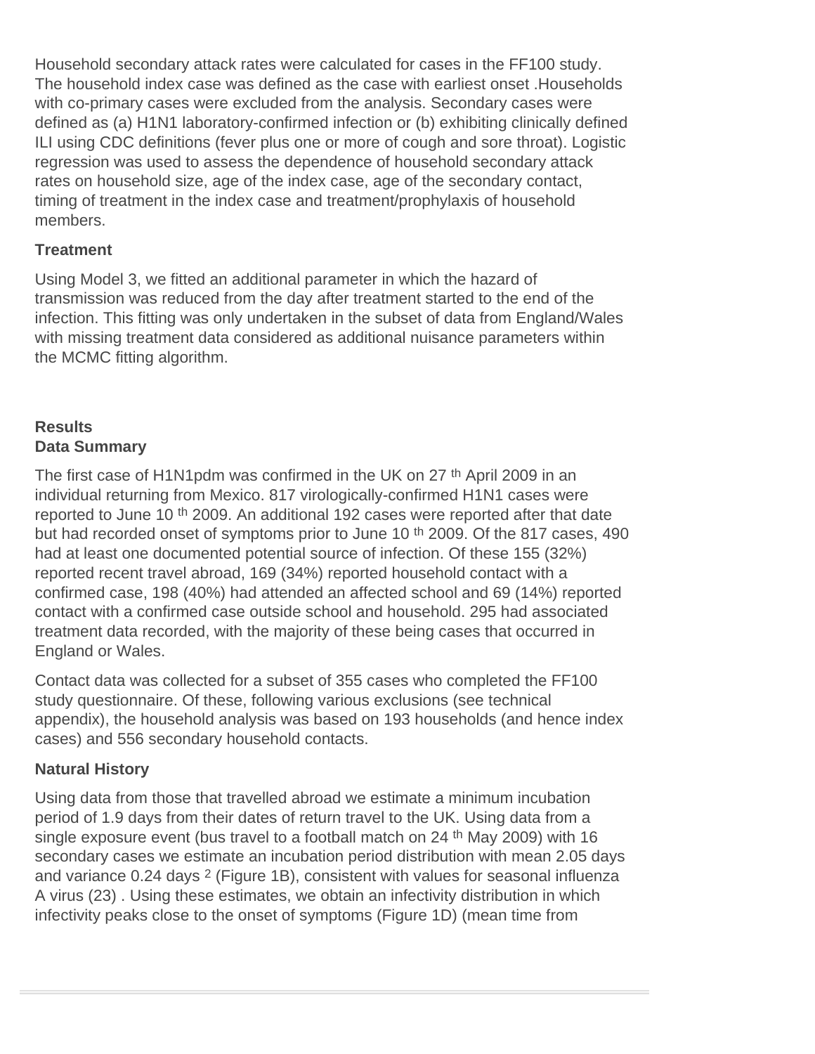Household secondary attack rates were calculated for cases in the FF100 study. The household index case was defined as the case with earliest onset .Households with co-primary cases were excluded from the analysis. Secondary cases were defined as (a) H1N1 laboratory-confirmed infection or (b) exhibiting clinically defined ILI using CDC definitions (fever plus one or more of cough and sore throat). Logistic regression was used to assess the dependence of household secondary attack rates on household size, age of the index case, age of the secondary contact, timing of treatment in the index case and treatment/prophylaxis of household members.

### Treatment

Using Model 3, we fitted an additional parameter in which the hazard of transmission was reduced from the day after treatment started to the end of the infection. This fitting was only undertaken in the subset of data from England/Wales with missing treatment data considered as additional nuisance parameters within the MCMC fitting algorithm.

## Results

### Data Summary

The first case of H1N1pdm was confirmed in the UK on 27 th April 2009 in an individual returning from Mexico. 817 virologically-confirmed H1N1 cases were reported to June 10 th 2009. An additional 192 cases were reported after that date but had recorded onset of symptoms prior to June 10 th 2009. Of the 817 cases, 490 had at least one documented potential source of infection. Of these 155 (32%) reported recent travel abroad, 169 (34%) reported household contact with a confirmed case, 198 (40%) had attended an affected school and 69 (14%) reported contact with a confirmed case outside school and household. 295 had associated treatment data recorded, with the majority of these being cases that occurred in England or Wales.

Contact data was collected for a subset of 355 cases who completed the FF100 study questionnaire. Of these, following various exclusions (see technical appendix), the household analysis was based on 193 households (and hence index cases) and 556 secondary household contacts.

### Natural History

Using data from those that travelled abroad we estimate a minimum incubation period of 1.9 days from their dates of return travel to the UK. Using data from a single exposure event (bus travel to a football match on 24 th May 2009) with 16 secondary cases we estimate an incubation period distribution with mean 2.05 days and variance 0.24 days $^2$ (Figure 1B), consistent with values for seasonal influenza A virus (23) . Using these estimates, we obtain an infectivity distribution in which infectivity peaks close to the onset of symptoms (Figure 1D) (mean time from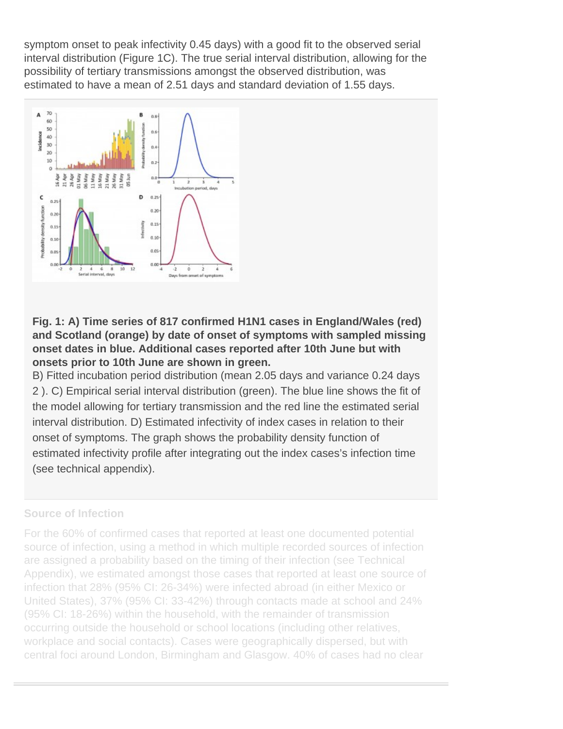symptom onset to peak infectivity 0.45 days) with a good fit to the observed serial interval distribution (Figure 1C). The true serial interval distribution, allowing for the possibility of tertiary transmissions amongst the observed distribution, was estimated to have a mean of 2.51 days and standard deviation of 1.55 days.

**Fig. 1: A) Time series of 817 confirmed H1N1 cases in England/Wales (red) and Scotland (orange) by date of onset of symptoms with sampled missing onset dates in blue. Additional cases reported after 10th June but with onsets prior to 10th June are shown in green.**

B) Fitted incubation period distribution (mean 2.05 days and variance 0.24 days $^2$). C) Empirical serial interval distribution (green). The blue line shows the fit of the model allowing for tertiary transmission and the red line the estimated serial interval distribution. D) Estimated infectivity of index cases in relation to their onset of symptoms. The graph shows the probability density function of estimated infectivity profile after integrating out the index cases's infection time (see technical appendix).

### Source of Infection

For the 60% of confirmed cases that reported at least one documented potential source of infection, using a method in which multiple recorded sources of infection are assigned a probability based on the timing of their infection (see Technical Appendix), we estimated amongst those cases that reported at least one source of infection that 28% (95% CI: 26-34%) were infected abroad (in either Mexico or United States), 37% (95% CI: 33-42%) through contacts made at school and 24% (95% CI: 18-26%) within the household, with the remainder of transmission occurring outside the household or school locations (including other relatives, workplace and social contacts). Cases were geographically dispersed, but with central foci around London, Birmingham and Glasgow. 40% of cases had no clear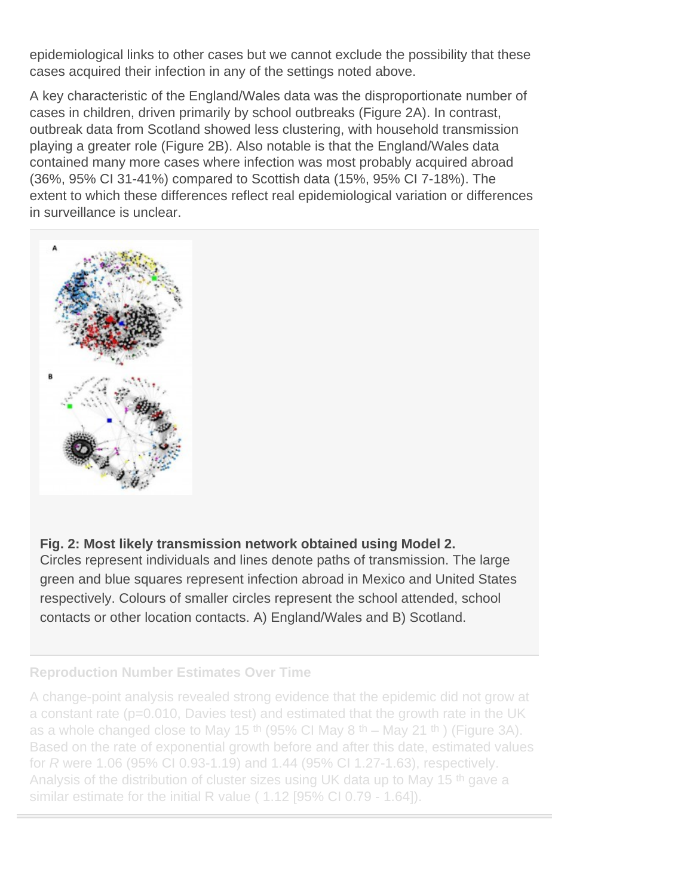epidemiological links to other cases but we cannot exclude the possibility that these cases acquired their infection in any of the settings noted above.

A key characteristic of the England/Wales data was the disproportionate number of cases in children, driven primarily by school outbreaks (Figure 2A). In contrast, outbreak data from Scotland showed less clustering, with household transmission playing a greater role (Figure 2B). Also notable is that the England/Wales data contained many more cases where infection was most probably acquired abroad (36%, 95% CI 31-41%) compared to Scottish data (15%, 95% CI 7-18%). The extent to which these differences reflect real epidemiological variation or differences in surveillance is unclear.

**Fig. 2: Most likely transmission network obtained using Model 2.**
Circles represent individuals and lines denote paths of transmission. The large green and blue squares represent infection abroad in Mexico and United States respectively. Colours of smaller circles represent the school attended, school contacts or other location contacts. A) England/Wales and B) Scotland.

### Reproduction Number Estimates Over Time

A change-point analysis revealed strong evidence that the epidemic did not grow at a constant rate (p=0.010, Davies test) and estimated that the growth rate in the UK as a whole changed close to May 15 th (95% CI May 8 th – May 21 th ) (Figure 3A). Based on the rate of exponential growth before and after this date, estimated values for *R* were 1.06 (95% CI 0.93-1.19) and 1.44 (95% CI 1.27-1.63), respectively. Analysis of the distribution of cluster sizes using UK data up to May 15 th gave a similar estimate for the initial R value ( 1.12 [95% CI 0.79 - 1.64]).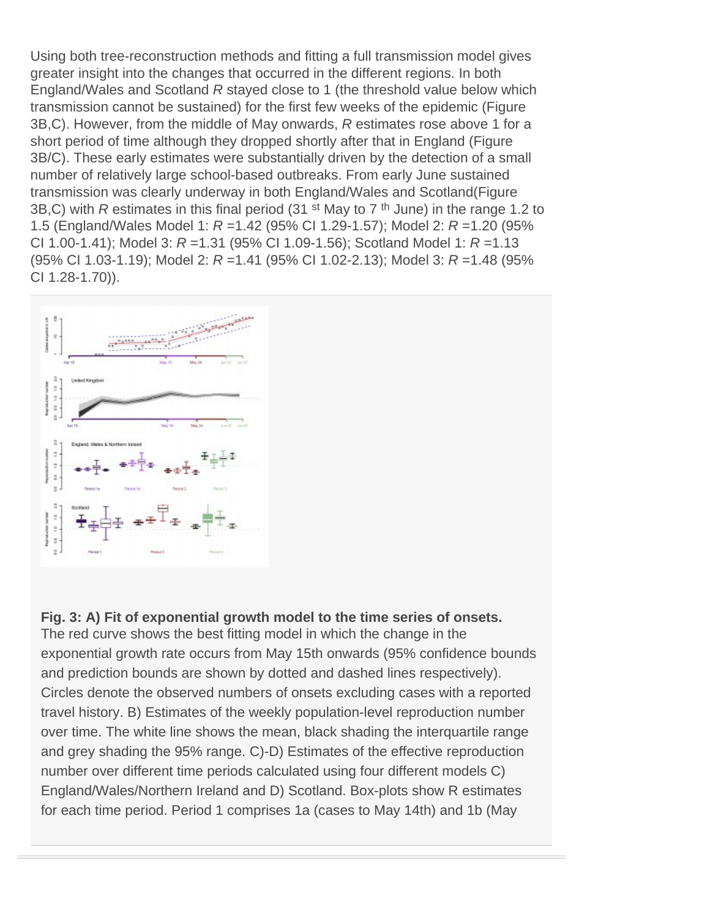Using both tree-reconstruction methods and fitting a full transmission model gives greater insight into the changes that occurred in the different regions. In both England/Wales and Scotland *R* stayed close to 1 (the threshold value below which transmission cannot be sustained) for the first few weeks of the epidemic (Figure 3B,C). However, from the middle of May onwards, *R* estimates rose above 1 for a short period of time although they dropped shortly after that in England (Figure 3B/C). These early estimates were substantially driven by the detection of a small number of relatively large school-based outbreaks. From early June sustained transmission was clearly underway in both England/Wales and Scotland(Figure 3B,C) with *R* estimates in this final period (31 $^{st}$ May to 7 $^{th}$ June) in the range 1.2 to 1.5 (England/Wales Model 1: *R* =1.42 (95% CI 1.29-1.57); Model 2: *R* =1.20 (95% CI 1.00-1.41); Model 3: *R* =1.31 (95% CI 1.09-1.56); Scotland Model 1: *R* =1.13 (95% CI 1.03-1.19); Model 2: *R* =1.41 (95% CI 1.02-2.13); Model 3: *R* =1.48 (95% CI 1.28-1.70)).

**Fig. 3: A) Fit of exponential growth model to the time series of onsets.**
The red curve shows the best fitting model in which the change in the exponential growth rate occurs from May 15th onwards (95% confidence bounds and prediction bounds are shown by dotted and dashed lines respectively). Circles denote the observed numbers of onsets excluding cases with a reported travel history. B) Estimates of the weekly population-level reproduction number over time. The white line shows the mean, black shading the interquartile range and grey shading the 95% range. C)-D) Estimates of the effective reproduction number over different time periods calculated using four different models C) England/Wales/Northern Ireland and D) Scotland. Box-plots show R estimates for each time period. Period 1 comprises 1a (cases to May 14th) and 1b (May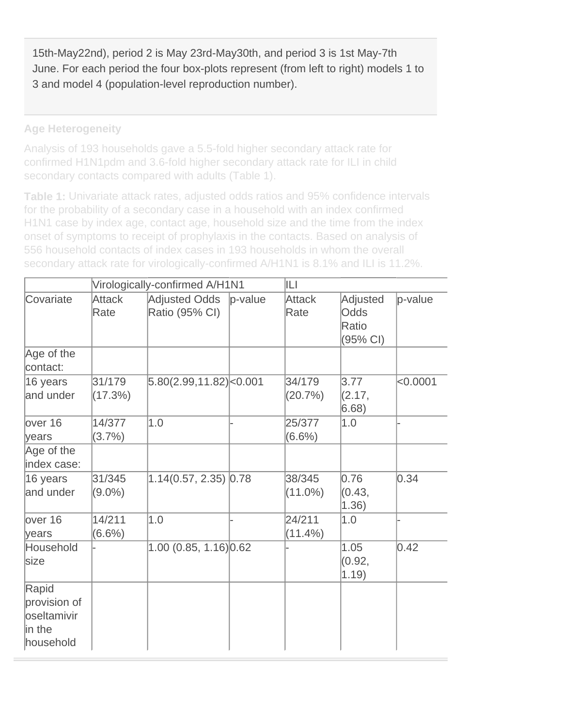15th-May22nd), period 2 is May 23rd-May30th, and period 3 is 1st May-7th June. For each period the four box-plots represent (from left to right) models 1 to 3 and model 4 (population-level reproduction number).

**Age Heterogeneity**

Analysis of 193 households gave a 5.5-fold higher secondary attack rate for confirmed H1N1pdm and 3.6-fold higher secondary attack rate for ILI in child secondary contacts compared with adults (Table 1).

**Table 1:** Univariate attack rates, adjusted odds ratios and 95% confidence intervals for the probability of a secondary case in a household with an index confirmed H1N1 case by index age, contact age, household size and the time from the index onset of symptoms to receipt of prophylaxis in the contacts. Based on analysis of 556 household contacts of index cases in 193 households in whom the overall secondary attack rate for virologically-confirmed A/H1N1 is 8.1% and ILI is 11.2%.

| | Virologically-confirmed A/H1N1 | | | ILI | | |
|---|---|---|---|---|---|---|
| Covariate | Attack Rate | Adjusted Odds Ratio (95% CI) | p-value | Attack Rate | Adjusted Odds Ratio (95% CI) | p-value |
| Age of the contact: | | | | | | |
| 16 years and under | 31/179 (17.3%) | 5.80(2.99,11.82) | <0.001 | 34/179 (20.7%) | 3.77 (2.17, 6.68) | <0.0001 |
| over 16 years | 14/377 (3.7%) | 1.0 | - | 25/377 (6.6%) | 1.0 | - |
| Age of the index case: | | | | | | |
| 16 years and under | 31/345 (9.0%) | 1.14(0.57, 2.35) | 0.78 | 38/345 (11.0%) | 0.76 (0.43, 1.36) | 0.34 |
| over 16 years | 14/211 (6.6%) | 1.0 | - | 24/211 (11.4%) | 1.0 | - |
| Household size | - | 1.00 (0.85, 1.16) | 0.62 | - | 1.05 (0.92, 1.19) | 0.42 |
| Rapid provision of oseltamivir in the household | | | | | | |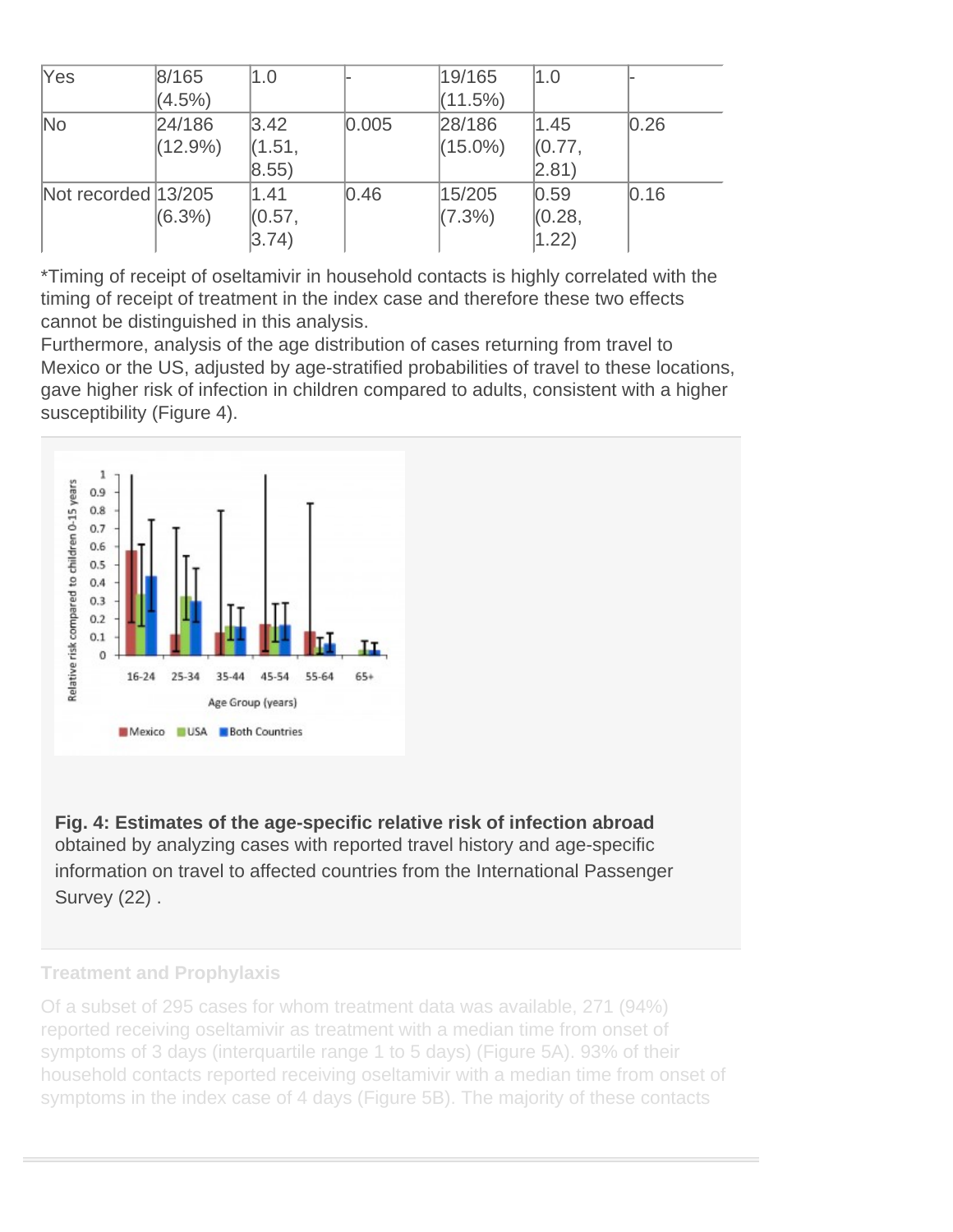| Yes | 8/165 (4.5%) | 1.0 | - | 19/165 (11.5%) | 1.0 | - |
|---|---|---|---|---|---|---|
| No | 24/186 (12.9%) | 3.42 (1.51, 8.55) | 0.005 | 28/186 (15.0%) | 1.45 (0.77, 2.81) | 0.26 |
| Not recorded | 13/205 (6.3%) | 1.41 (0.57, 3.74) | 0.46 | 15/205 (7.3%) | 0.59 (0.28, 1.22) | 0.16 |

*Timing of receipt of oseltamivir in household contacts is highly correlated with the timing of receipt of treatment in the index case and therefore these two effects cannot be distinguished in this analysis.

Furthermore, analysis of the age distribution of cases returning from travel to Mexico or the US, adjusted by age-stratified probabilities of travel to these locations, gave higher risk of infection in children compared to adults, consistent with a higher susceptibility (Figure 4).

**Fig. 4: Estimates of the age-specific relative risk of infection abroad** obtained by analyzing cases with reported travel history and age-specific information on travel to affected countries from the International Passenger Survey (22) .

### Treatment and Prophylaxis

Of a subset of 295 cases for whom treatment data was available, 271 (94%) reported receiving oseltamivir as treatment with a median time from onset of symptoms of 3 days (interquartile range 1 to 5 days) (Figure 5A). 93% of their household contacts reported receiving oseltamivir with a median time from onset of symptoms in the index case of 4 days (Figure 5B). The majority of these contacts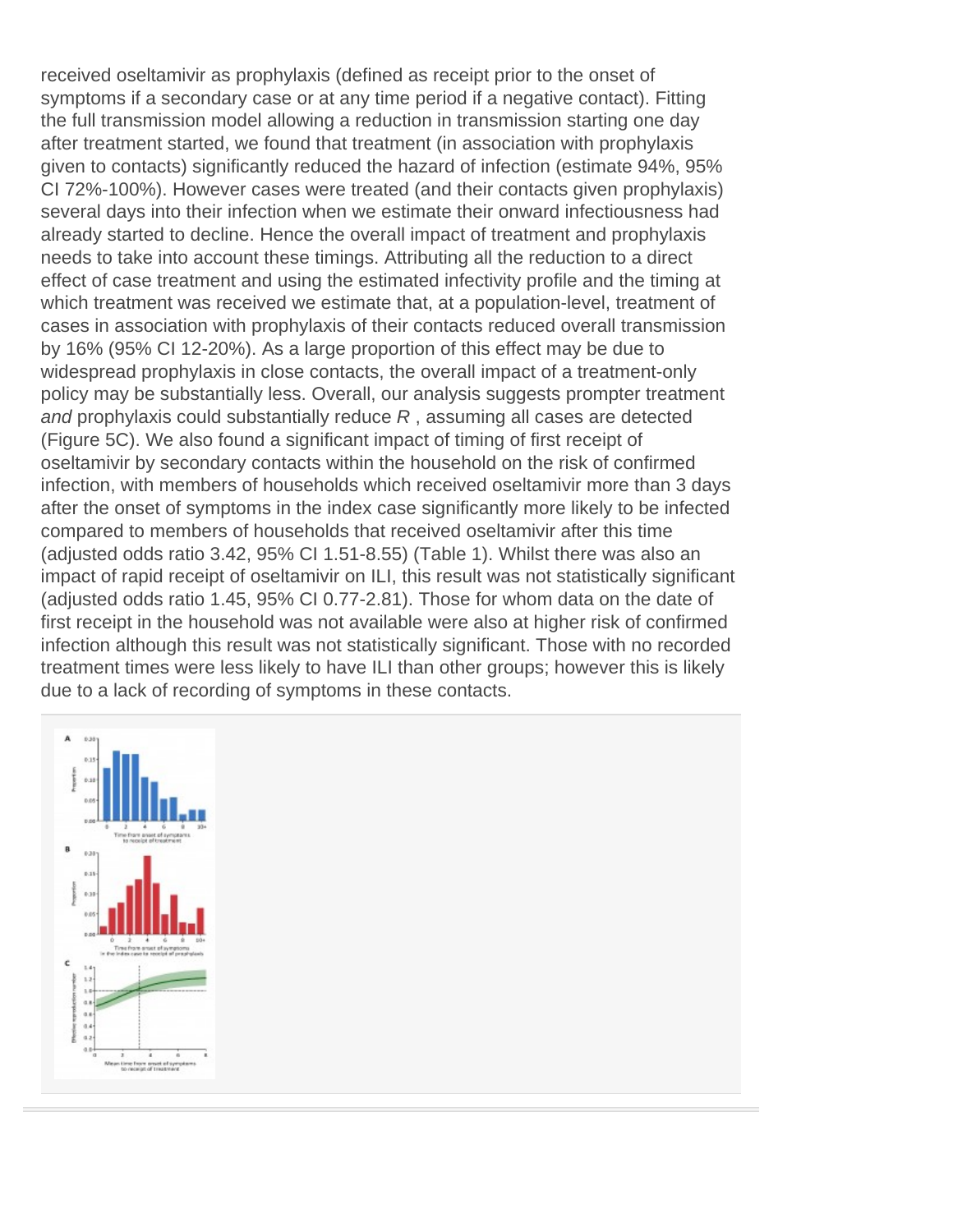received oseltamivir as prophylaxis (defined as receipt prior to the onset of symptoms if a secondary case or at any time period if a negative contact). Fitting the full transmission model allowing a reduction in transmission starting one day after treatment started, we found that treatment (in association with prophylaxis given to contacts) significantly reduced the hazard of infection (estimate 94%, 95% CI 72%-100%). However cases were treated (and their contacts given prophylaxis) several days into their infection when we estimate their onward infectiousness had already started to decline. Hence the overall impact of treatment and prophylaxis needs to take into account these timings. Attributing all the reduction to a direct effect of case treatment and using the estimated infectivity profile and the timing at which treatment was received we estimate that, at a population-level, treatment of cases in association with prophylaxis of their contacts reduced overall transmission by 16% (95% CI 12-20%). As a large proportion of this effect may be due to widespread prophylaxis in close contacts, the overall impact of a treatment-only policy may be substantially less. Overall, our analysis suggests prompter treatment *and* prophylaxis could substantially reduce $R$ , assuming all cases are detected (Figure 5C). We also found a significant impact of timing of first receipt of oseltamivir by secondary contacts within the household on the risk of confirmed infection, with members of households which received oseltamivir more than 3 days after the onset of symptoms in the index case significantly more likely to be infected compared to members of households that received oseltamivir after this time (adjusted odds ratio 3.42, 95% CI 1.51-8.55) (Table 1). Whilst there was also an impact of rapid receipt of oseltamivir on ILI, this result was not statistically significant (adjusted odds ratio 1.45, 95% CI 0.77-2.81). Those for whom data on the date of first receipt in the household was not available were also at higher risk of confirmed infection although this result was not statistically significant. Those with no recorded treatment times were less likely to have ILI than other groups; however this is likely due to a lack of recording of symptoms in these contacts.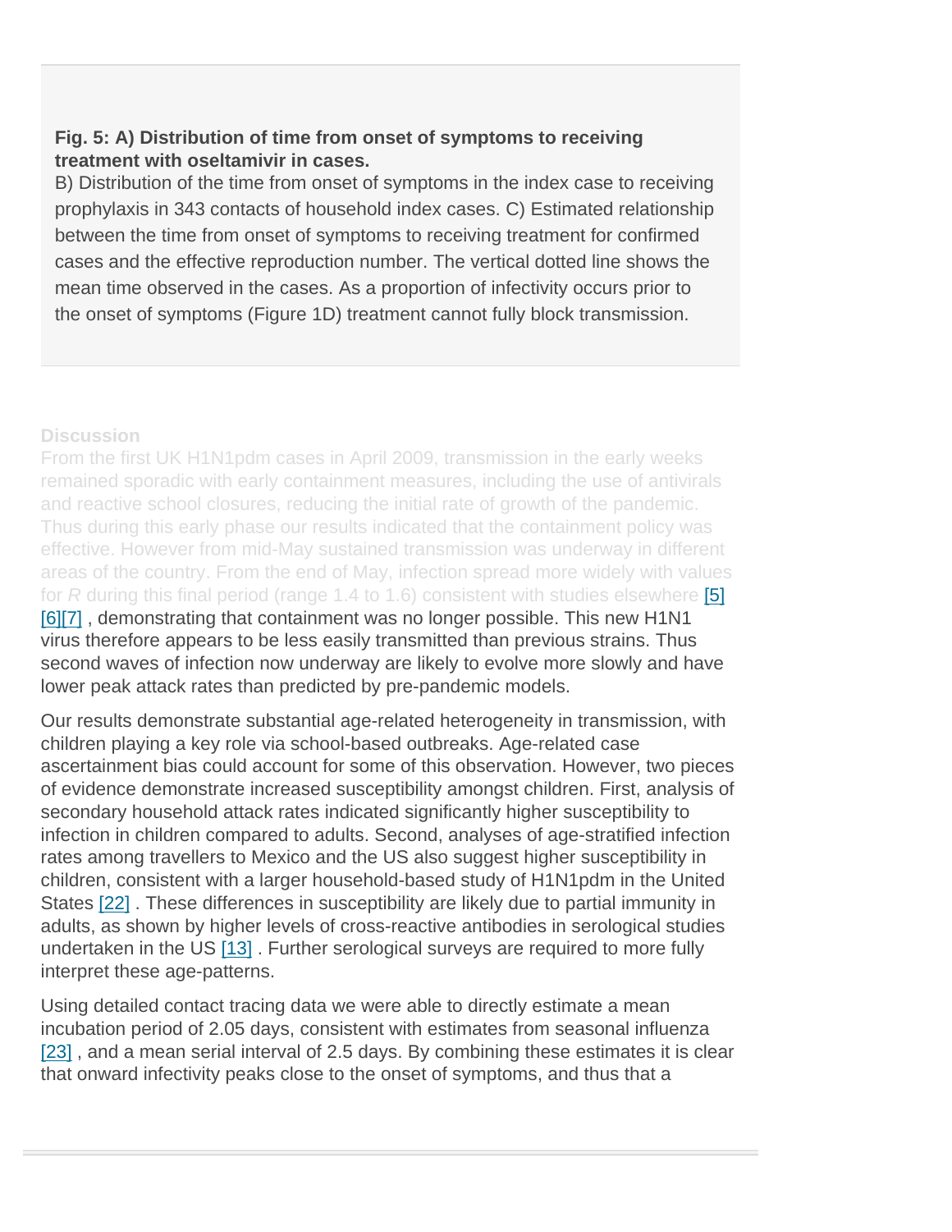**Fig. 5: A) Distribution of time from onset of symptoms to receiving treatment with oseltamivir in cases.**

B) Distribution of the time from onset of symptoms in the index case to receiving prophylaxis in 343 contacts of household index cases. C) Estimated relationship between the time from onset of symptoms to receiving treatment for confirmed cases and the effective reproduction number. The vertical dotted line shows the mean time observed in the cases. As a proportion of infectivity occurs prior to the onset of symptoms (Figure 1D) treatment cannot fully block transmission.

## Discussion

From the first UK H1N1pdm cases in April 2009, transmission in the early weeks remained sporadic with early containment measures, including the use of antivirals and reactive school closures, reducing the initial rate of growth of the pandemic. Thus during this early phase our results indicated that the containment policy was effective. However from mid-May sustained transmission was underway in different areas of the country. From the end of May, infection spread more widely with values for $R$ during this final period (range 1.4 to 1.6) consistent with studies elsewhere [5][6][7] , demonstrating that containment was no longer possible. This new H1N1 virus therefore appears to be less easily transmitted than previous strains. Thus second waves of infection now underway are likely to evolve more slowly and have lower peak attack rates than predicted by pre-pandemic models.

Our results demonstrate substantial age-related heterogeneity in transmission, with children playing a key role via school-based outbreaks. Age-related case ascertainment bias could account for some of this observation. However, two pieces of evidence demonstrate increased susceptibility amongst children. First, analysis of secondary household attack rates indicated significantly higher susceptibility to infection in children compared to adults. Second, analyses of age-stratified infection rates among travellers to Mexico and the US also suggest higher susceptibility in children, consistent with a larger household-based study of H1N1pdm in the United States [22] . These differences in susceptibility are likely due to partial immunity in adults, as shown by higher levels of cross-reactive antibodies in serological studies undertaken in the US [13] . Further serological surveys are required to more fully interpret these age-patterns.

Using detailed contact tracing data we were able to directly estimate a mean incubation period of 2.05 days, consistent with estimates from seasonal influenza [23] , and a mean serial interval of 2.5 days. By combining these estimates it is clear that onward infectivity peaks close to the onset of symptoms, and thus that a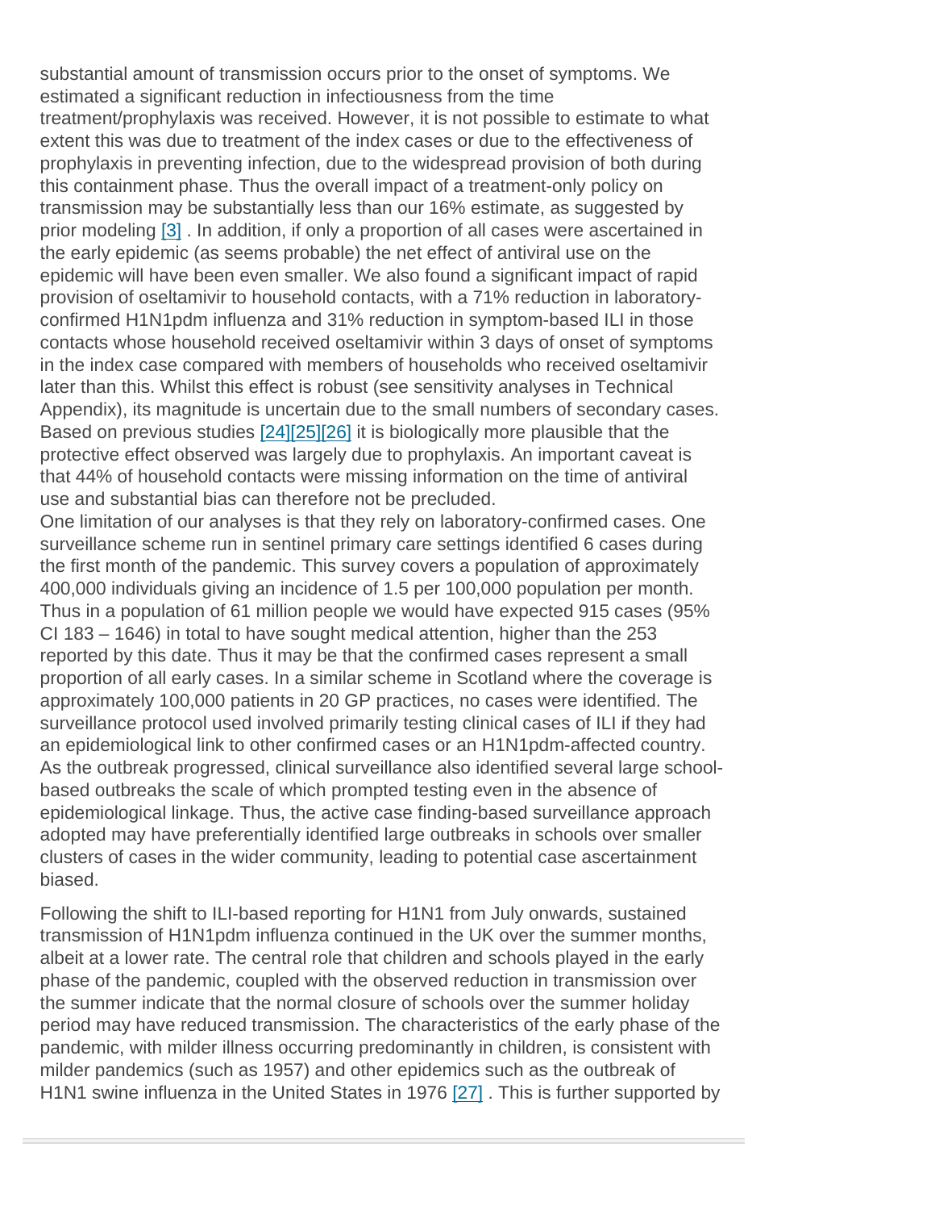substantial amount of transmission occurs prior to the onset of symptoms. We estimated a significant reduction in infectiousness from the time treatment/prophylaxis was received. However, it is not possible to estimate to what extent this was due to treatment of the index cases or due to the effectiveness of prophylaxis in preventing infection, due to the widespread provision of both during this containment phase. Thus the overall impact of a treatment-only policy on transmission may be substantially less than our 16% estimate, as suggested by prior modeling [3] . In addition, if only a proportion of all cases were ascertained in the early epidemic (as seems probable) the net effect of antiviral use on the epidemic will have been even smaller. We also found a significant impact of rapid provision of oseltamivir to household contacts, with a 71% reduction in laboratory-confirmed H1N1pdm influenza and 31% reduction in symptom-based ILI in those contacts whose household received oseltamivir within 3 days of onset of symptoms in the index case compared with members of households who received oseltamivir later than this. Whilst this effect is robust (see sensitivity analyses in Technical Appendix), its magnitude is uncertain due to the small numbers of secondary cases. Based on previous studies [24][25][26] it is biologically more plausible that the protective effect observed was largely due to prophylaxis. An important caveat is that 44% of household contacts were missing information on the time of antiviral use and substantial bias can therefore not be precluded.

One limitation of our analyses is that they rely on laboratory-confirmed cases. One surveillance scheme run in sentinel primary care settings identified 6 cases during the first month of the pandemic. This survey covers a population of approximately 400,000 individuals giving an incidence of 1.5 per 100,000 population per month. Thus in a population of 61 million people we would have expected 915 cases (95% CI 183 – 1646) in total to have sought medical attention, higher than the 253 reported by this date. Thus it may be that the confirmed cases represent a small proportion of all early cases. In a similar scheme in Scotland where the coverage is approximately 100,000 patients in 20 GP practices, no cases were identified. The surveillance protocol used involved primarily testing clinical cases of ILI if they had an epidemiological link to other confirmed cases or an H1N1pdm-affected country. As the outbreak progressed, clinical surveillance also identified several large school-based outbreaks the scale of which prompted testing even in the absence of epidemiological linkage. Thus, the active case finding-based surveillance approach adopted may have preferentially identified large outbreaks in schools over smaller clusters of cases in the wider community, leading to potential case ascertainment biased.

Following the shift to ILI-based reporting for H1N1 from July onwards, sustained transmission of H1N1pdm influenza continued in the UK over the summer months, albeit at a lower rate. The central role that children and schools played in the early phase of the pandemic, coupled with the observed reduction in transmission over the summer indicate that the normal closure of schools over the summer holiday period may have reduced transmission. The characteristics of the early phase of the pandemic, with milder illness occurring predominantly in children, is consistent with milder pandemics (such as 1957) and other epidemics such as the outbreak of H1N1 swine influenza in the United States in 1976 [27] . This is further supported by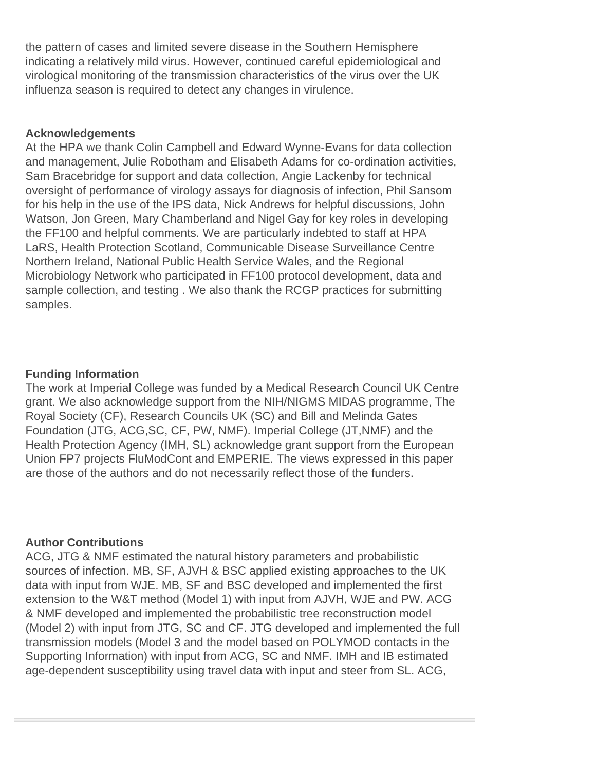the pattern of cases and limited severe disease in the Southern Hemisphere indicating a relatively mild virus. However, continued careful epidemiological and virological monitoring of the transmission characteristics of the virus over the UK influenza season is required to detect any changes in virulence.

## Acknowledgements

At the HPA we thank Colin Campbell and Edward Wynne-Evans for data collection and management, Julie Robotham and Elisabeth Adams for co-ordination activities, Sam Bracebridge for support and data collection, Angie Lackenby for technical oversight of performance of virology assays for diagnosis of infection, Phil Sansom for his help in the use of the IPS data, Nick Andrews for helpful discussions, John Watson, Jon Green, Mary Chamberland and Nigel Gay for key roles in developing the FF100 and helpful comments. We are particularly indebted to staff at HPA LaRS, Health Protection Scotland, Communicable Disease Surveillance Centre Northern Ireland, National Public Health Service Wales, and the Regional Microbiology Network who participated in FF100 protocol development, data and sample collection, and testing . We also thank the RCGP practices for submitting samples.

## Funding Information

The work at Imperial College was funded by a Medical Research Council UK Centre grant. We also acknowledge support from the NIH/NIGMS MIDAS programme, The Royal Society (CF), Research Councils UK (SC) and Bill and Melinda Gates Foundation (JTG, ACG,SC, CF, PW, NMF). Imperial College (JT,NMF) and the Health Protection Agency (IMH, SL) acknowledge grant support from the European Union FP7 projects FluModCont and EMPERIE. The views expressed in this paper are those of the authors and do not necessarily reflect those of the funders.

## Author Contributions

ACG, JTG & NMF estimated the natural history parameters and probabilistic sources of infection. MB, SF, AJVH & BSC applied existing approaches to the UK data with input from WJE. MB, SF and BSC developed and implemented the first extension to the W&T method (Model 1) with input from AJVH, WJE and PW. ACG & NMF developed and implemented the probabilistic tree reconstruction model (Model 2) with input from JTG, SC and CF. JTG developed and implemented the full transmission models (Model 3 and the model based on POLYMOD contacts in the Supporting Information) with input from ACG, SC and NMF. IMH and IB estimated age-dependent susceptibility using travel data with input and steer from SL. ACG,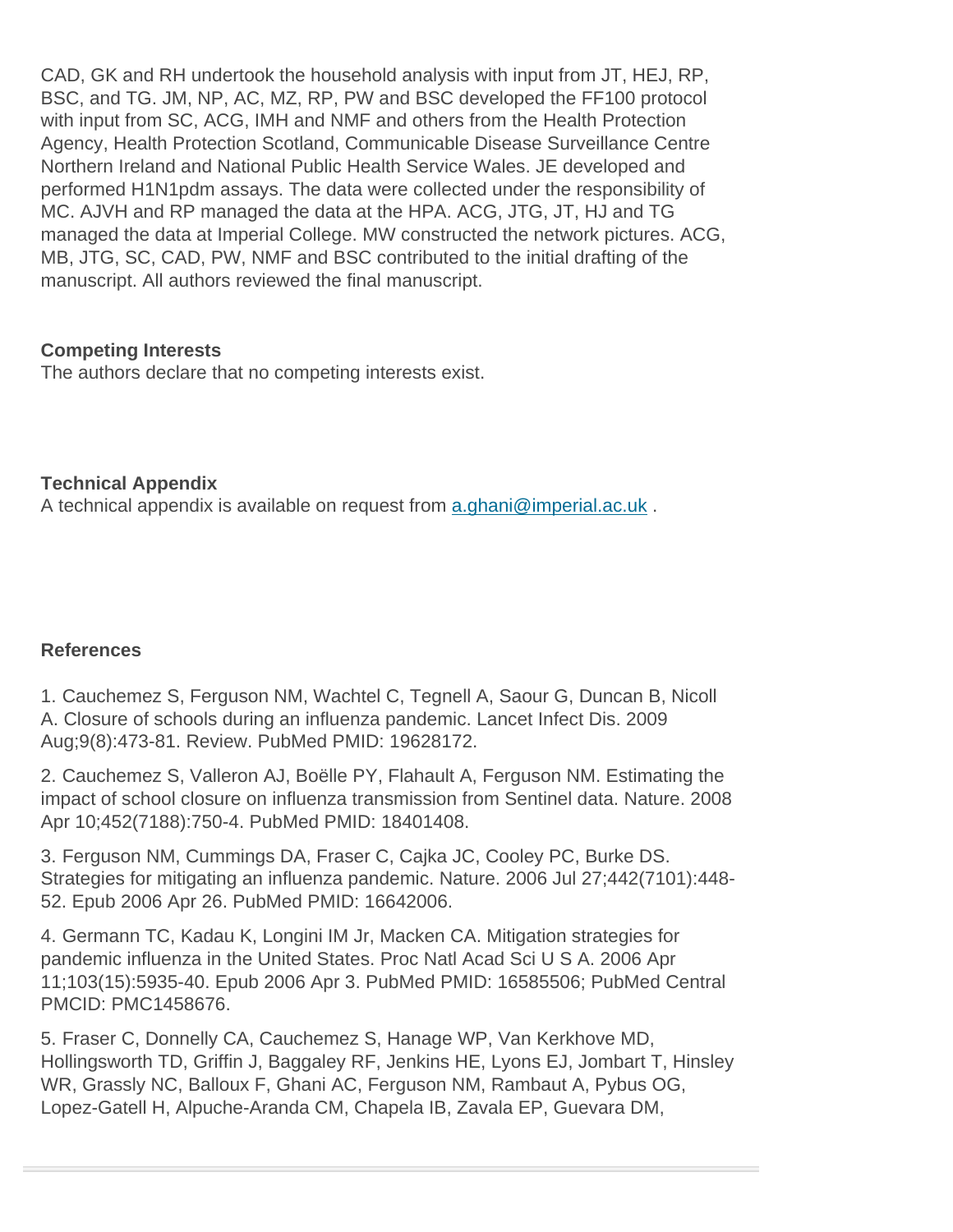CAD, GK and RH undertook the household analysis with input from JT, HEJ, RP, BSC, and TG. JM, NP, AC, MZ, RP, PW and BSC developed the FF100 protocol with input from SC, ACG, IMH and NMF and others from the Health Protection Agency, Health Protection Scotland, Communicable Disease Surveillance Centre Northern Ireland and National Public Health Service Wales. JE developed and performed H1N1pdm assays. The data were collected under the responsibility of MC. AJVH and RP managed the data at the HPA. ACG, JTG, JT, HJ and TG managed the data at Imperial College. MW constructed the network pictures. ACG, MB, JTG, SC, CAD, PW, NMF and BSC contributed to the initial drafting of the manuscript. All authors reviewed the final manuscript.

**Competing Interests**

The authors declare that no competing interests exist.

**Technical Appendix**

A technical appendix is available on request from a.ghani@imperial.ac.uk .

**References**

1. Cauchemez S, Ferguson NM, Wachtel C, Tegnell A, Saour G, Duncan B, Nicoll A. Closure of schools during an influenza pandemic. Lancet Infect Dis. 2009 Aug;9(8):473-81. Review. PubMed PMID: 19628172.

2. Cauchemez S, Valleron AJ, Boëlle PY, Flahault A, Ferguson NM. Estimating the impact of school closure on influenza transmission from Sentinel data. Nature. 2008 Apr 10;452(7188):750-4. PubMed PMID: 18401408.

3. Ferguson NM, Cummings DA, Fraser C, Cajka JC, Cooley PC, Burke DS. Strategies for mitigating an influenza pandemic. Nature. 2006 Jul 27;442(7101):448-52. Epub 2006 Apr 26. PubMed PMID: 16642006.

4. Germann TC, Kadau K, Longini IM Jr, Macken CA. Mitigation strategies for pandemic influenza in the United States. Proc Natl Acad Sci U S A. 2006 Apr 11;103(15):5935-40. Epub 2006 Apr 3. PubMed PMID: 16585506; PubMed Central PMCID: PMC1458676.

5. Fraser C, Donnelly CA, Cauchemez S, Hanage WP, Van Kerkhove MD, Hollingsworth TD, Griffin J, Baggaley RF, Jenkins HE, Lyons EJ, Jombart T, Hinsley WR, Grassly NC, Balloux F, Ghani AC, Ferguson NM, Rambaut A, Pybus OG, Lopez-Gatell H, Alpuche-Aranda CM, Chapela IB, Zavala EP, Guevara DM,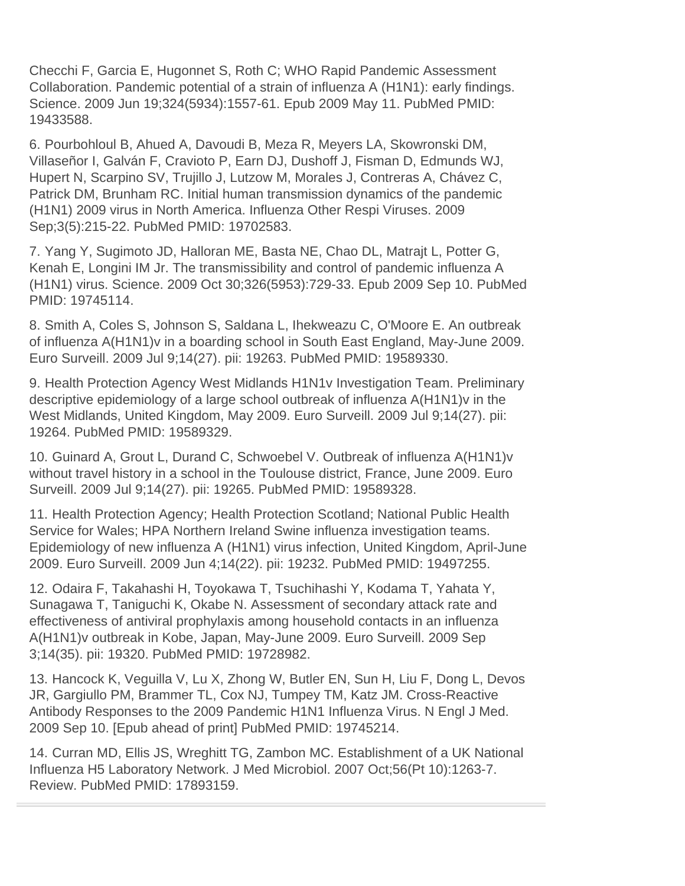Checchi F, Garcia E, Hugonnet S, Roth C; WHO Rapid Pandemic Assessment Collaboration. Pandemic potential of a strain of influenza A (H1N1): early findings. Science. 2009 Jun 19;324(5934):1557-61. Epub 2009 May 11. PubMed PMID: 19433588.

6. Pourbohloul B, Ahued A, Davoudi B, Meza R, Meyers LA, Skowronski DM, Villaseñor I, Galván F, Cravioto P, Earn DJ, Dushoff J, Fisman D, Edmunds WJ, Hupert N, Scarpino SV, Trujillo J, Lutzow M, Morales J, Contreras A, Chávez C, Patrick DM, Brunham RC. Initial human transmission dynamics of the pandemic (H1N1) 2009 virus in North America. Influenza Other Respi Viruses. 2009 Sep;3(5):215-22. PubMed PMID: 19702583.

7. Yang Y, Sugimoto JD, Halloran ME, Basta NE, Chao DL, Matrajt L, Potter G, Kenah E, Longini IM Jr. The transmissibility and control of pandemic influenza A (H1N1) virus. Science. 2009 Oct 30;326(5953):729-33. Epub 2009 Sep 10. PubMed PMID: 19745114.

8. Smith A, Coles S, Johnson S, Saldana L, Ihekweazu C, O'Moore E. An outbreak of influenza A(H1N1)v in a boarding school in South East England, May-June 2009. Euro Surveill. 2009 Jul 9;14(27). pii: 19263. PubMed PMID: 19589330.

9. Health Protection Agency West Midlands H1N1v Investigation Team. Preliminary descriptive epidemiology of a large school outbreak of influenza A(H1N1)v in the West Midlands, United Kingdom, May 2009. Euro Surveill. 2009 Jul 9;14(27). pii: 19264. PubMed PMID: 19589329.

10. Guinard A, Grout L, Durand C, Schwoebel V. Outbreak of influenza A(H1N1)v without travel history in a school in the Toulouse district, France, June 2009. Euro Surveill. 2009 Jul 9;14(27). pii: 19265. PubMed PMID: 19589328.

11. Health Protection Agency; Health Protection Scotland; National Public Health Service for Wales; HPA Northern Ireland Swine influenza investigation teams. Epidemiology of new influenza A (H1N1) virus infection, United Kingdom, April-June 2009. Euro Surveill. 2009 Jun 4;14(22). pii: 19232. PubMed PMID: 19497255.

12. Odaira F, Takahashi H, Toyokawa T, Tsuchihashi Y, Kodama T, Yahata Y, Sunagawa T, Taniguchi K, Okabe N. Assessment of secondary attack rate and effectiveness of antiviral prophylaxis among household contacts in an influenza A(H1N1)v outbreak in Kobe, Japan, May-June 2009. Euro Surveill. 2009 Sep 3;14(35). pii: 19320. PubMed PMID: 19728982.

13. Hancock K, Veguilla V, Lu X, Zhong W, Butler EN, Sun H, Liu F, Dong L, Devos JR, Gargiullo PM, Brammer TL, Cox NJ, Tumpey TM, Katz JM. Cross-Reactive Antibody Responses to the 2009 Pandemic H1N1 Influenza Virus. N Engl J Med. 2009 Sep 10. [Epub ahead of print] PubMed PMID: 19745214.

14. Curran MD, Ellis JS, Wreghitt TG, Zambon MC. Establishment of a UK National Influenza H5 Laboratory Network. J Med Microbiol. 2007 Oct;56(Pt 10):1263-7. Review. PubMed PMID: 17893159.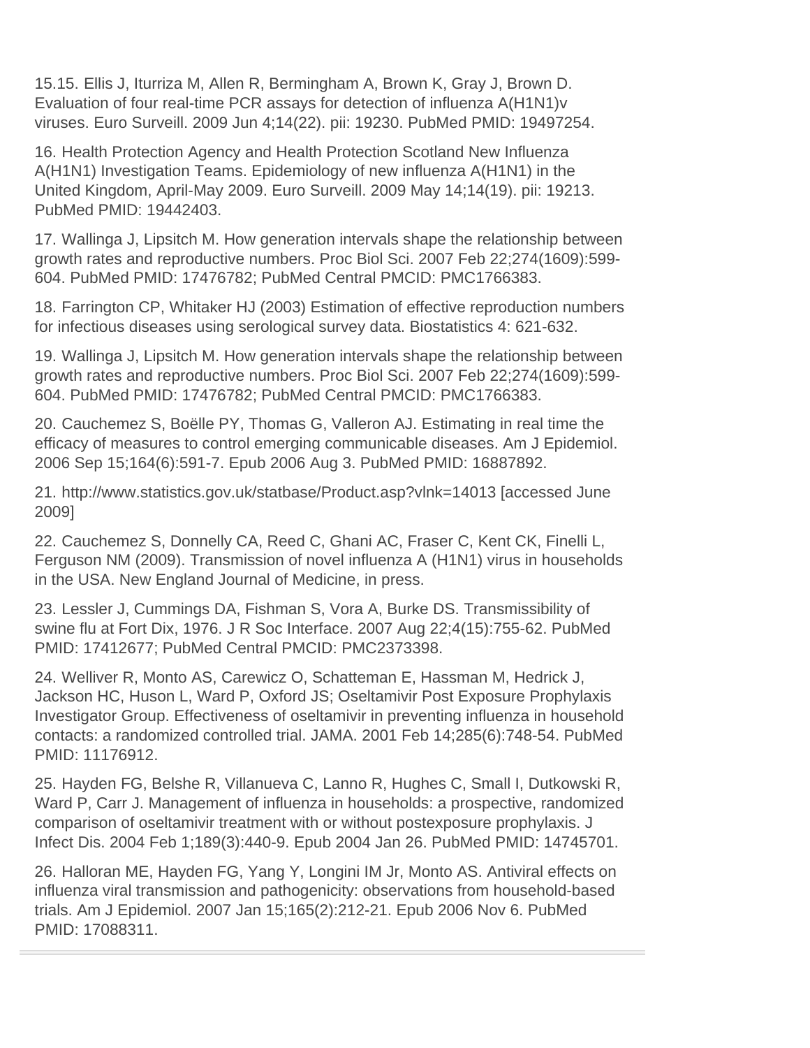15.15. Ellis J, Iturriza M, Allen R, Bermingham A, Brown K, Gray J, Brown D. Evaluation of four real-time PCR assays for detection of influenza A(H1N1)v viruses. Euro Surveill. 2009 Jun 4;14(22). pii: 19230. PubMed PMID: 19497254.

16. Health Protection Agency and Health Protection Scotland New Influenza A(H1N1) Investigation Teams. Epidemiology of new influenza A(H1N1) in the United Kingdom, April-May 2009. Euro Surveill. 2009 May 14;14(19). pii: 19213. PubMed PMID: 19442403.

17. Wallinga J, Lipsitch M. How generation intervals shape the relationship between growth rates and reproductive numbers. Proc Biol Sci. 2007 Feb 22;274(1609):599-604. PubMed PMID: 17476782; PubMed Central PMCID: PMC1766383.

18. Farrington CP, Whitaker HJ (2003) Estimation of effective reproduction numbers for infectious diseases using serological survey data. Biostatistics 4: 621-632.

19. Wallinga J, Lipsitch M. How generation intervals shape the relationship between growth rates and reproductive numbers. Proc Biol Sci. 2007 Feb 22;274(1609):599-604. PubMed PMID: 17476782; PubMed Central PMCID: PMC1766383.

20. Cauchemez S, Boëlle PY, Thomas G, Valleron AJ. Estimating in real time the efficacy of measures to control emerging communicable diseases. Am J Epidemiol. 2006 Sep 15;164(6):591-7. Epub 2006 Aug 3. PubMed PMID: 16887892.

21. http://www.statistics.gov.uk/statbase/Product.asp?vlnk=14013 [accessed June 2009]

22. Cauchemez S, Donnelly CA, Reed C, Ghani AC, Fraser C, Kent CK, Finelli L, Ferguson NM (2009). Transmission of novel influenza A (H1N1) virus in households in the USA. New England Journal of Medicine, in press.

23. Lessler J, Cummings DA, Fishman S, Vora A, Burke DS. Transmissibility of swine flu at Fort Dix, 1976. J R Soc Interface. 2007 Aug 22;4(15):755-62. PubMed PMID: 17412677; PubMed Central PMCID: PMC2373398.

24. Welliver R, Monto AS, Carewicz O, Schatteman E, Hassman M, Hedrick J, Jackson HC, Huson L, Ward P, Oxford JS; Oseltamivir Post Exposure Prophylaxis Investigator Group. Effectiveness of oseltamivir in preventing influenza in household contacts: a randomized controlled trial. JAMA. 2001 Feb 14;285(6):748-54. PubMed PMID: 11176912.

25. Hayden FG, Belshe R, Villanueva C, Lanno R, Hughes C, Small I, Dutkowski R, Ward P, Carr J. Management of influenza in households: a prospective, randomized comparison of oseltamivir treatment with or without postexposure prophylaxis. J Infect Dis. 2004 Feb 1;189(3):440-9. Epub 2004 Jan 26. PubMed PMID: 14745701.

26. Halloran ME, Hayden FG, Yang Y, Longini IM Jr, Monto AS. Antiviral effects on influenza viral transmission and pathogenicity: observations from household-based trials. Am J Epidemiol. 2007 Jan 15;165(2):212-21. Epub 2006 Nov 6. PubMed PMID: 17088311.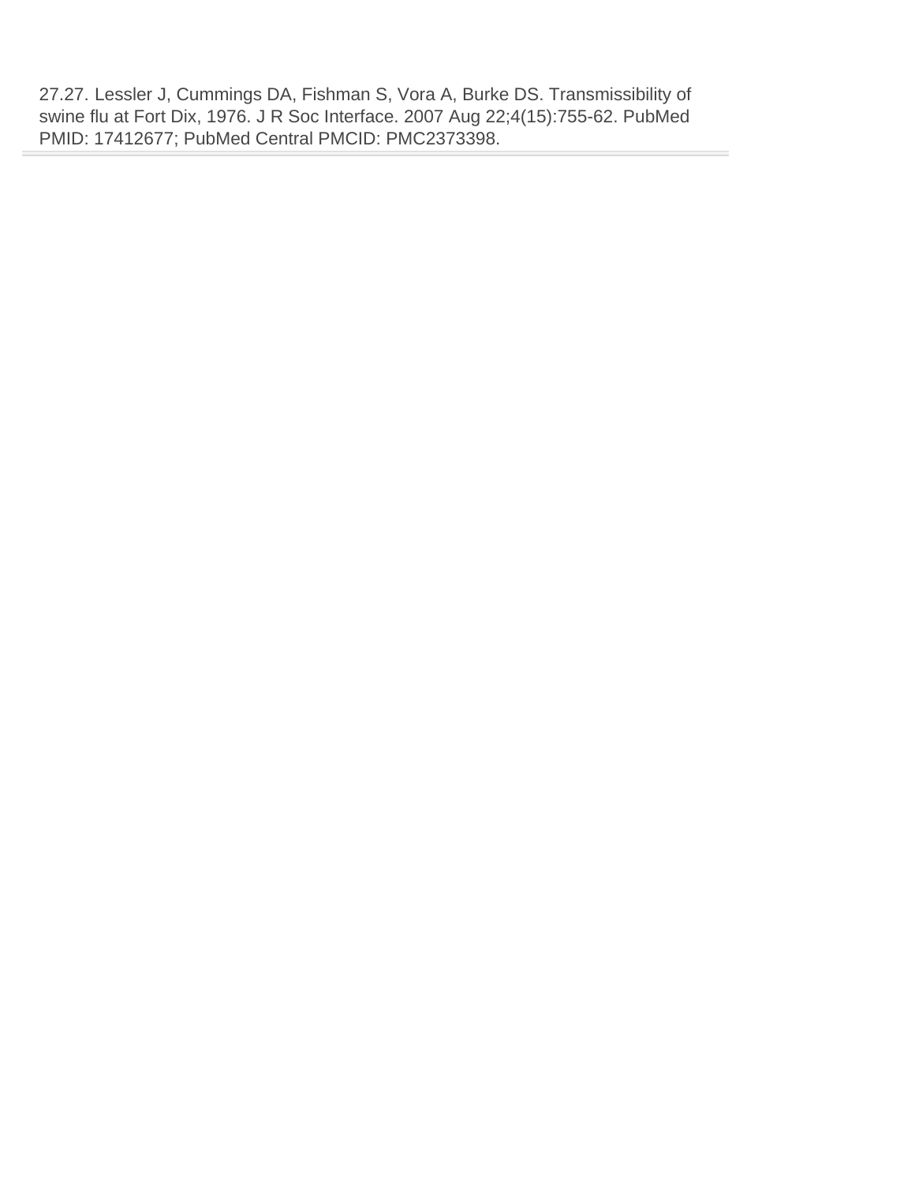27.27. Lessler J, Cummings DA, Fishman S, Vora A, Burke DS. Transmissibility of swine flu at Fort Dix, 1976. J R Soc Interface. 2007 Aug 22;4(15):755-62. PubMed PMID: 17412677; PubMed Central PMCID: PMC2373398.